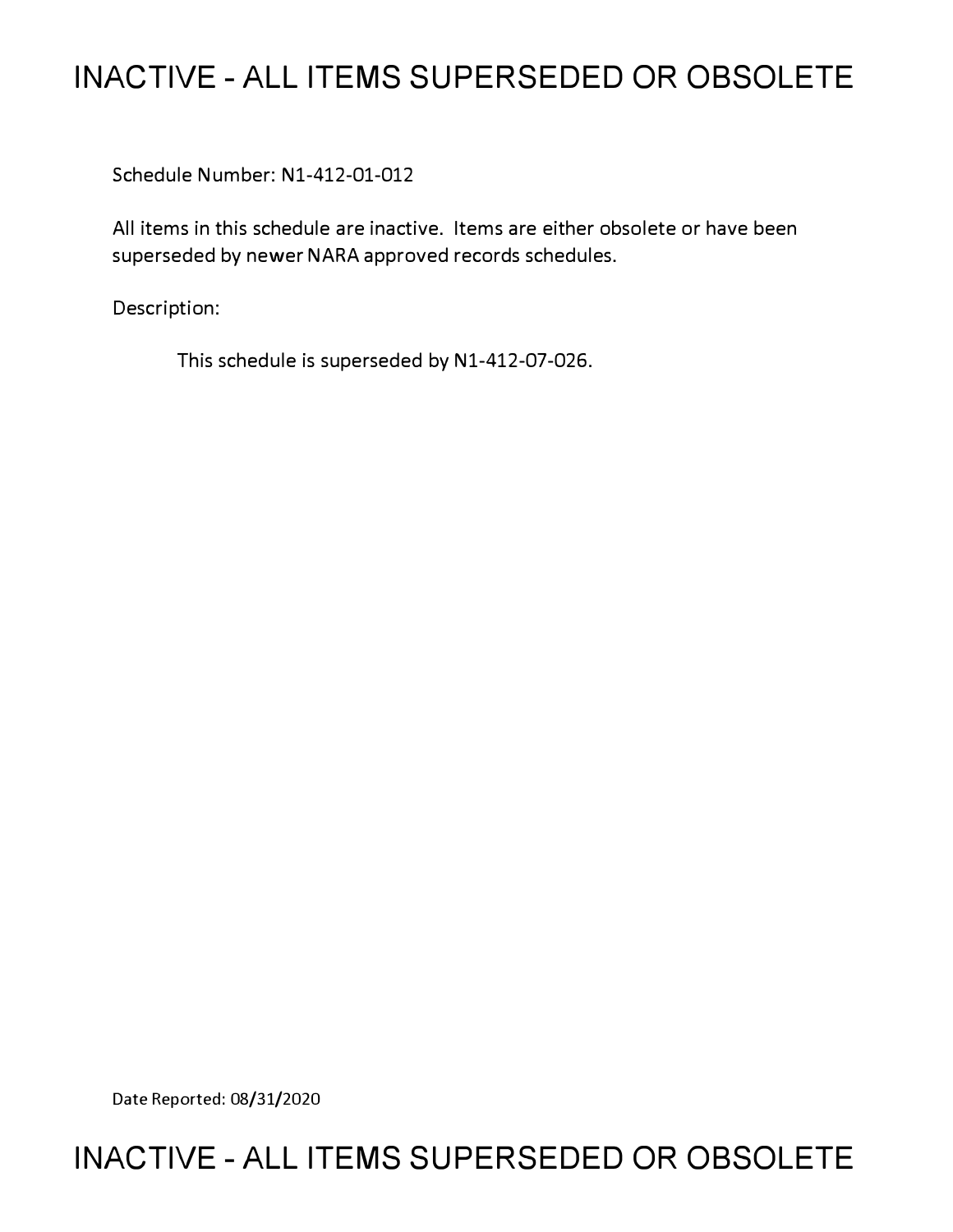# INACTIVE - ALL ITEMS SUPERSEDED OR OBSOLETE

Schedule Number: N1-412-01-012

All items in this schedule are inactive. Items are either obsolete or have been superseded by newer NARA approved records schedules.

Description:

This schedule is superseded by N1-412-07-026.

Date Reported: 08/31/2020

# INACTIVE - ALL ITEMS SUPERSEDED OR OBSOLETE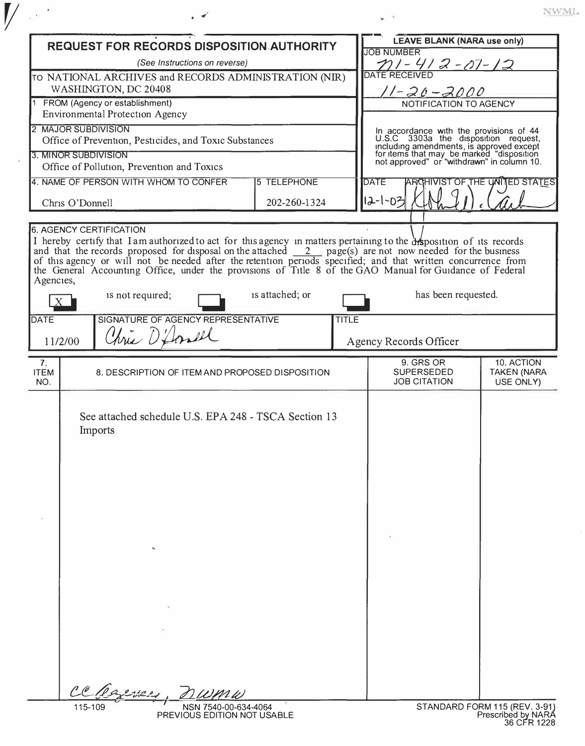# REQUEST FOR RECORDS DISPOSITION AUTHORITY

*(See Instructions on reverse)*

TO NATIONAL ARCHIVES and RECORDS ADMINISTRATION (NIR)
WASHINGTON, DC 20408

**LEAVE BLANK (NARA use only)**

JOB NUMBER: N1-412-01-12

DATE RECEIVED: 11-20-2000

NOTIFICATION TO AGENCY

In accordance with the provisions of 44 U.S.C 3303a the disposition request, including amendments, is approved except for items that may be marked "disposition not approved" or "withdrawn" in column 10.

DATE: 12-1-03

ARCHIVIST OF THE UNITED STATES: [signature]

1 FROM (Agency or establishment)
Environmental Protection Agency

2 MAJOR SUBDIVISION
Office of Prevention, Pesticides, and Toxic Substances

3. MINOR SUBDIVISION
Office of Pollution, Prevention and Toxics

| 4. NAME OF PERSON WITH WHOM TO CONFER | 5 TELEPHONE |
| --- | --- |
| Chris O'Donnell | 202-260-1324 |

6. AGENCY CERTIFICATION

I hereby certify that I am authorized to act for this agency in matters pertaining to the disposition of its records and that the records proposed for disposal on the attached 2 page(s) are not now needed for the business of this agency or will not be needed after the retention periods specified; and that written concurrence from the General Accounting Office, under the provisions of Title 8 of the GAO Manual for Guidance of Federal Agencies,

[X] is not required; [ ] is attached; or [ ] has been requested.

| DATE | SIGNATURE OF AGENCY REPRESENTATIVE | TITLE |
| --- | --- | --- |
| 11/2/00 | Chris O'Donnell | Agency Records Officer |

| 7. ITEM NO. | 8. DESCRIPTION OF ITEM AND PROPOSED DISPOSITION | 9. GRS OR SUPERSEDED JOB CITATION | 10. ACTION TAKEN (NARA USE ONLY) |
| --- | --- | --- | --- |
| | See attached schedule U.S. EPA 248 - TSCA Section 13 Imports | | |

cc Agency, NWMW

115-109 NSN 7540-00-634-4064
PREVIOUS EDITION NOT USABLE

STANDARD FORM 115 (REV. 3-91)
Prescribed by NARA
36 CFR 1228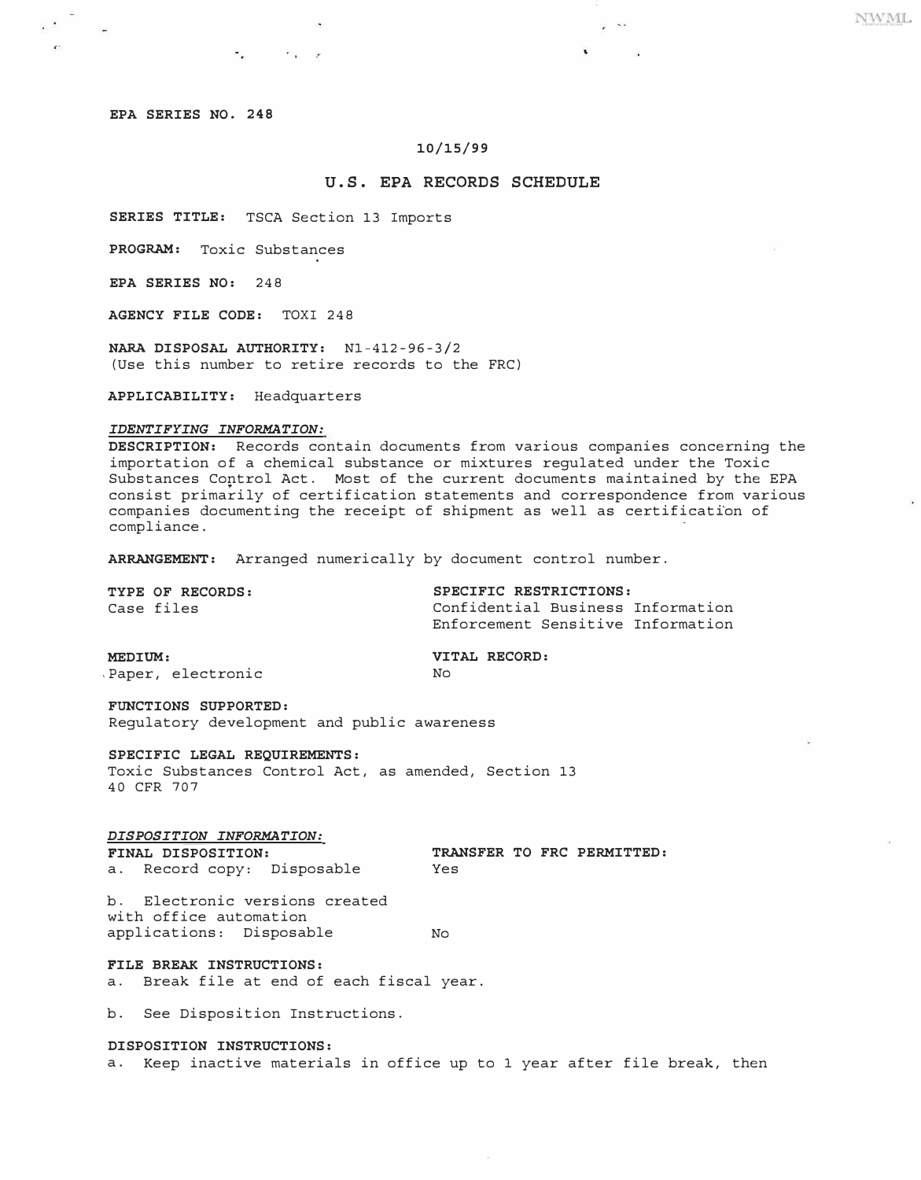**EPA SERIES NO. 248**

**10/15/99**

## U.S. EPA RECORDS SCHEDULE

**SERIES TITLE:** TSCA Section 13 Imports

**PROGRAM:** Toxic Substances

**EPA SERIES NO:** 248

**AGENCY FILE CODE:** TOXI 248

**NARA DISPOSAL AUTHORITY:** N1-412-96-3/2
(Use this number to retire records to the FRC)

**APPLICABILITY:** Headquarters

***IDENTIFYING INFORMATION:***

**DESCRIPTION:** Records contain documents from various companies concerning the importation of a chemical substance or mixtures regulated under the Toxic Substances Control Act. Most of the current documents maintained by the EPA consist primarily of certification statements and correspondence from various companies documenting the receipt of shipment as well as certification of compliance.

**ARRANGEMENT:** Arranged numerically by document control number.

**TYPE OF RECORDS:**
Case files

**SPECIFIC RESTRICTIONS:**
Confidential Business Information
Enforcement Sensitive Information

**MEDIUM:**
Paper, electronic

**VITAL RECORD:**
No

**FUNCTIONS SUPPORTED:**
Regulatory development and public awareness

**SPECIFIC LEGAL REQUIREMENTS:**
Toxic Substances Control Act, as amended, Section 13
40 CFR 707

***DISPOSITION INFORMATION:***

| FINAL DISPOSITION: | TRANSFER TO FRC PERMITTED: |
|---|---|
| a. Record copy: Disposable | Yes |
| b. Electronic versions created with office automation applications: Disposable | No |

**FILE BREAK INSTRUCTIONS:**

a. Break file at end of each fiscal year.

b. See Disposition Instructions.

**DISPOSITION INSTRUCTIONS:**

a. Keep inactive materials in office up to 1 year after file break, then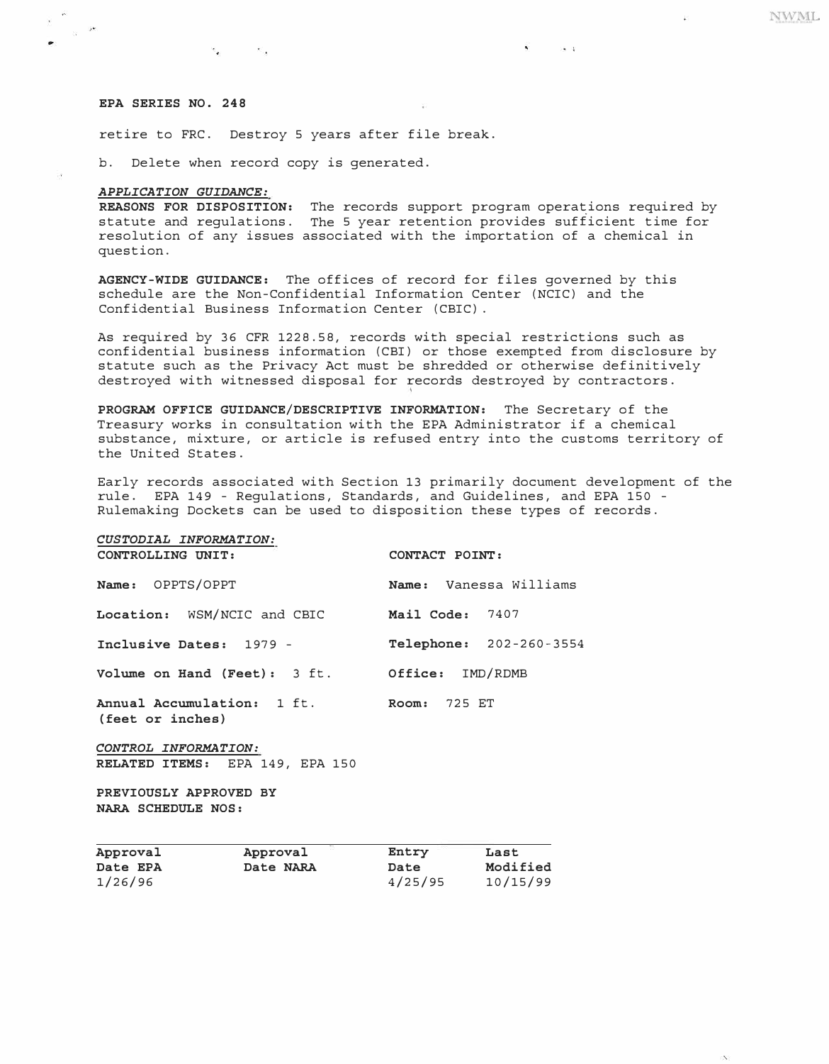**EPA SERIES NO. 248**

retire to FRC. Destroy 5 years after file break.

b. Delete when record copy is generated.

***APPLICATION GUIDANCE:***

**REASONS FOR DISPOSITION:** The records support program operations required by statute and regulations. The 5 year retention provides sufficient time for resolution of any issues associated with the importation of a chemical in question.

**AGENCY-WIDE GUIDANCE:** The offices of record for files governed by this schedule are the Non-Confidential Information Center (NCIC) and the Confidential Business Information Center (CBIC).

As required by 36 CFR 1228.58, records with special restrictions such as confidential business information (CBI) or those exempted from disclosure by statute such as the Privacy Act must be shredded or otherwise definitively destroyed with witnessed disposal for records destroyed by contractors.

**PROGRAM OFFICE GUIDANCE/DESCRIPTIVE INFORMATION:** The Secretary of the Treasury works in consultation with the EPA Administrator if a chemical substance, mixture, or article is refused entry into the customs territory of the United States.

Early records associated with Section 13 primarily document development of the rule. EPA 149 - Regulations, Standards, and Guidelines, and EPA 150 - Rulemaking Dockets can be used to disposition these types of records.

***CUSTODIAL INFORMATION:***

**CONTROLLING UNIT:**

**Name:** OPPTS/OPPT

**Location:** WSM/NCIC and CBIC

**Inclusive Dates:** 1979 -

**Volume on Hand (Feet):** 3 ft.

**Annual Accumulation:** 1 ft. **(feet or inches)**

**CONTACT POINT:**

**Name:** Vanessa Williams

**Mail Code:** 7407

**Telephone:** 202-260-3554

**Office:** IMD/RDMB

**Room:** 725 ET

***CONTROL INFORMATION:***

**RELATED ITEMS:** EPA 149, EPA 150

**PREVIOUSLY APPROVED BY NARA SCHEDULE NOS:**

| Approval Date EPA | Approval Date NARA | Entry Date | Last Modified |
|---|---|---|---|
| 1/26/96 | | 4/25/95 | 10/15/99 |